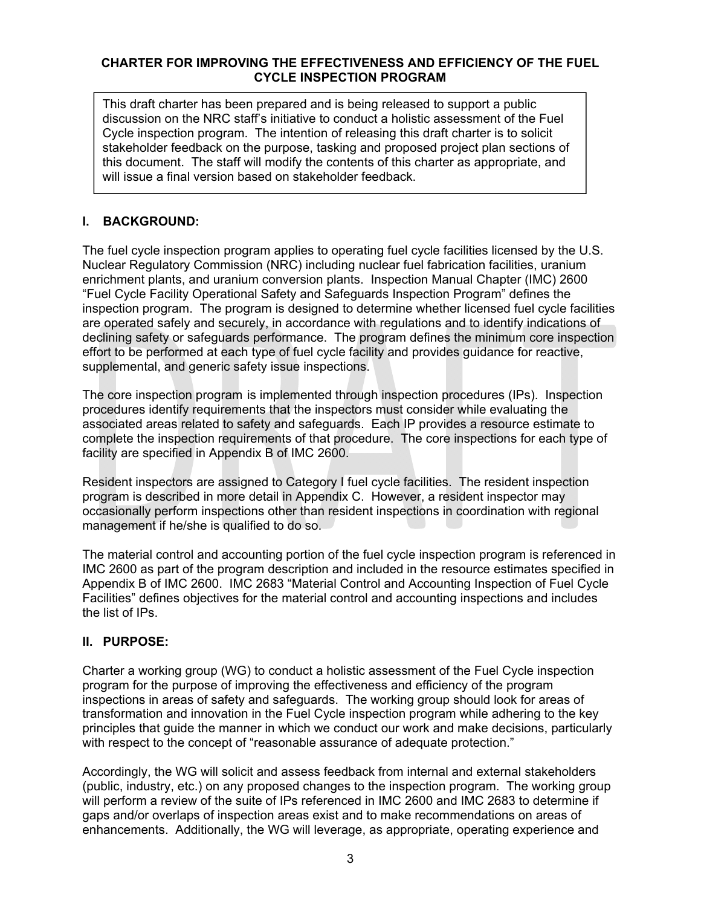**CHARTER FOR IMPROVING THE EFFECTIVENESS AND EFFICIENCY OF THE FUEL CYCLE INSPECTION PROGRAM**

> This draft charter has been prepared and is being released to support a public discussion on the NRC staff's initiative to conduct a holistic assessment of the Fuel Cycle inspection program. The intention of releasing this draft charter is to solicit stakeholder feedback on the purpose, tasking and proposed project plan sections of this document. The staff will modify the contents of this charter as appropriate, and will issue a final version based on stakeholder feedback.

## I. BACKGROUND:

The fuel cycle inspection program applies to operating fuel cycle facilities licensed by the U.S. Nuclear Regulatory Commission (NRC) including nuclear fuel fabrication facilities, uranium enrichment plants, and uranium conversion plants. Inspection Manual Chapter (IMC) 2600 "Fuel Cycle Facility Operational Safety and Safeguards Inspection Program" defines the inspection program. The program is designed to determine whether licensed fuel cycle facilities are operated safely and securely, in accordance with regulations and to identify indications of declining safety or safeguards performance. The program defines the minimum core inspection effort to be performed at each type of fuel cycle facility and provides guidance for reactive, supplemental, and generic safety issue inspections.

The core inspection program is implemented through inspection procedures (IPs). Inspection procedures identify requirements that the inspectors must consider while evaluating the associated areas related to safety and safeguards. Each IP provides a resource estimate to complete the inspection requirements of that procedure. The core inspections for each type of facility are specified in Appendix B of IMC 2600.

Resident inspectors are assigned to Category I fuel cycle facilities. The resident inspection program is described in more detail in Appendix C. However, a resident inspector may occasionally perform inspections other than resident inspections in coordination with regional management if he/she is qualified to do so.

The material control and accounting portion of the fuel cycle inspection program is referenced in IMC 2600 as part of the program description and included in the resource estimates specified in Appendix B of IMC 2600. IMC 2683 "Material Control and Accounting Inspection of Fuel Cycle Facilities" defines objectives for the material control and accounting inspections and includes the list of IPs.

## II. PURPOSE:

Charter a working group (WG) to conduct a holistic assessment of the Fuel Cycle inspection program for the purpose of improving the effectiveness and efficiency of the program inspections in areas of safety and safeguards. The working group should look for areas of transformation and innovation in the Fuel Cycle inspection program while adhering to the key principles that guide the manner in which we conduct our work and make decisions, particularly with respect to the concept of "reasonable assurance of adequate protection."

Accordingly, the WG will solicit and assess feedback from internal and external stakeholders (public, industry, etc.) on any proposed changes to the inspection program. The working group will perform a review of the suite of IPs referenced in IMC 2600 and IMC 2683 to determine if gaps and/or overlaps of inspection areas exist and to make recommendations on areas of enhancements. Additionally, the WG will leverage, as appropriate, operating experience and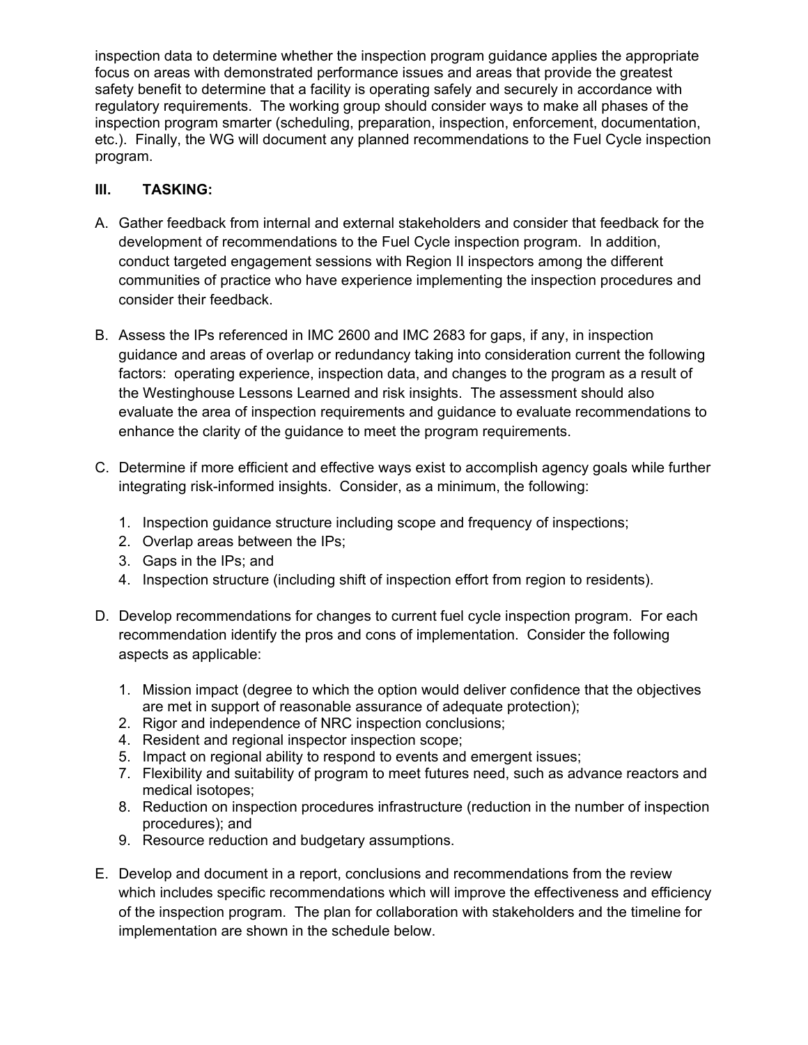inspection data to determine whether the inspection program guidance applies the appropriate focus on areas with demonstrated performance issues and areas that provide the greatest safety benefit to determine that a facility is operating safely and securely in accordance with regulatory requirements. The working group should consider ways to make all phases of the inspection program smarter (scheduling, preparation, inspection, enforcement, documentation, etc.). Finally, the WG will document any planned recommendations to the Fuel Cycle inspection program.

## III. TASKING:

A. Gather feedback from internal and external stakeholders and consider that feedback for the development of recommendations to the Fuel Cycle inspection program. In addition, conduct targeted engagement sessions with Region II inspectors among the different communities of practice who have experience implementing the inspection procedures and consider their feedback.

B. Assess the IPs referenced in IMC 2600 and IMC 2683 for gaps, if any, in inspection guidance and areas of overlap or redundancy taking into consideration current the following factors: operating experience, inspection data, and changes to the program as a result of the Westinghouse Lessons Learned and risk insights. The assessment should also evaluate the area of inspection requirements and guidance to evaluate recommendations to enhance the clarity of the guidance to meet the program requirements.

C. Determine if more efficient and effective ways exist to accomplish agency goals while further integrating risk-informed insights. Consider, as a minimum, the following:

   1. Inspection guidance structure including scope and frequency of inspections;
   2. Overlap areas between the IPs;
   3. Gaps in the IPs; and
   4. Inspection structure (including shift of inspection effort from region to residents).

D. Develop recommendations for changes to current fuel cycle inspection program. For each recommendation identify the pros and cons of implementation. Consider the following aspects as applicable:

   1. Mission impact (degree to which the option would deliver confidence that the objectives are met in support of reasonable assurance of adequate protection);
   2. Rigor and independence of NRC inspection conclusions;
   4. Resident and regional inspector inspection scope;
   5. Impact on regional ability to respond to events and emergent issues;
   7. Flexibility and suitability of program to meet futures need, such as advance reactors and medical isotopes;
   8. Reduction on inspection procedures infrastructure (reduction in the number of inspection procedures); and
   9. Resource reduction and budgetary assumptions.

E. Develop and document in a report, conclusions and recommendations from the review which includes specific recommendations which will improve the effectiveness and efficiency of the inspection program. The plan for collaboration with stakeholders and the timeline for implementation are shown in the schedule below.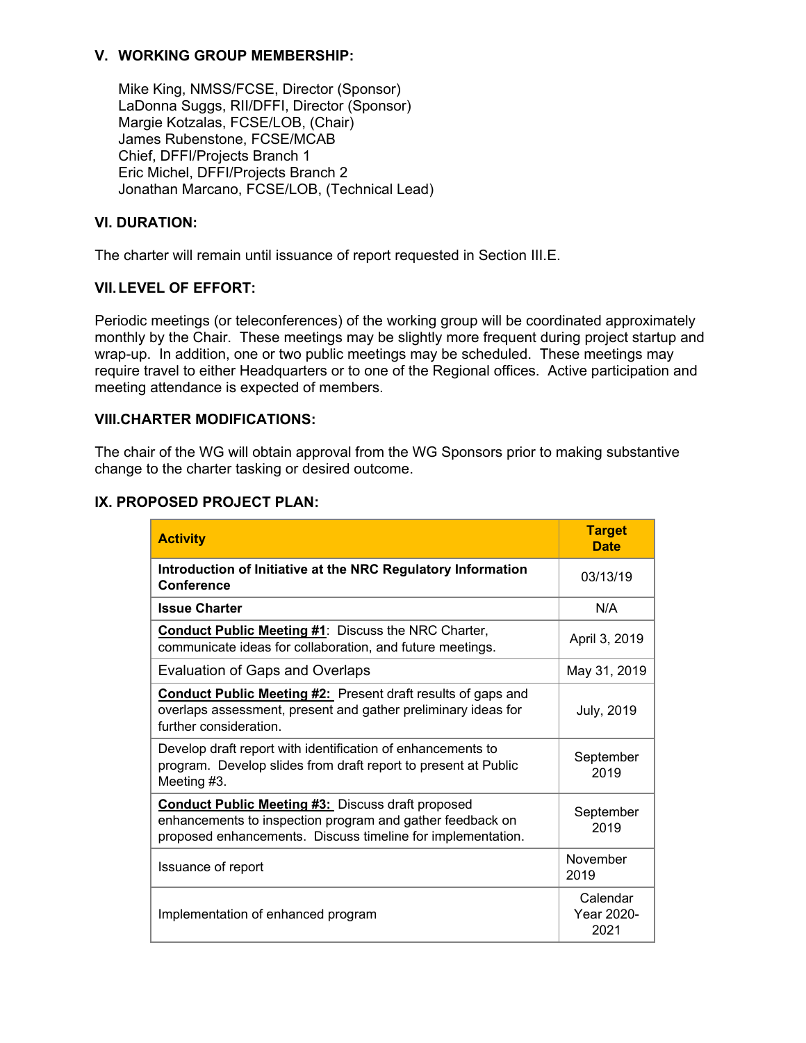## V. WORKING GROUP MEMBERSHIP:

Mike King, NMSS/FCSE, Director (Sponsor)
LaDonna Suggs, RII/DFFI, Director (Sponsor)
Margie Kotzalas, FCSE/LOB, (Chair)
James Rubenstone, FCSE/MCAB
Chief, DFFI/Projects Branch 1
Eric Michel, DFFI/Projects Branch 2
Jonathan Marcano, FCSE/LOB, (Technical Lead)

## VI. DURATION:

The charter will remain until issuance of report requested in Section III.E.

## VII. LEVEL OF EFFORT:

Periodic meetings (or teleconferences) of the working group will be coordinated approximately monthly by the Chair. These meetings may be slightly more frequent during project startup and wrap-up. In addition, one or two public meetings may be scheduled. These meetings may require travel to either Headquarters or to one of the Regional offices. Active participation and meeting attendance is expected of members.

## VIII. CHARTER MODIFICATIONS:

The chair of the WG will obtain approval from the WG Sponsors prior to making substantive change to the charter tasking or desired outcome.

## IX. PROPOSED PROJECT PLAN:

| Activity | Target Date |
| --- | --- |
| **Introduction of Initiative at the NRC Regulatory Information Conference** | 03/13/19 |
| **Issue Charter** | N/A |
| **Conduct Public Meeting #1**: Discuss the NRC Charter, communicate ideas for collaboration, and future meetings. | April 3, 2019 |
| Evaluation of Gaps and Overlaps | May 31, 2019 |
| **Conduct Public Meeting #2:** Present draft results of gaps and overlaps assessment, present and gather preliminary ideas for further consideration. | July, 2019 |
| Develop draft report with identification of enhancements to program. Develop slides from draft report to present at Public Meeting #3. | September 2019 |
| **Conduct Public Meeting #3:** Discuss draft proposed enhancements to inspection program and gather feedback on proposed enhancements. Discuss timeline for implementation. | September 2019 |
| Issuance of report | November 2019 |
| Implementation of enhanced program | Calendar Year 2020-2021 |